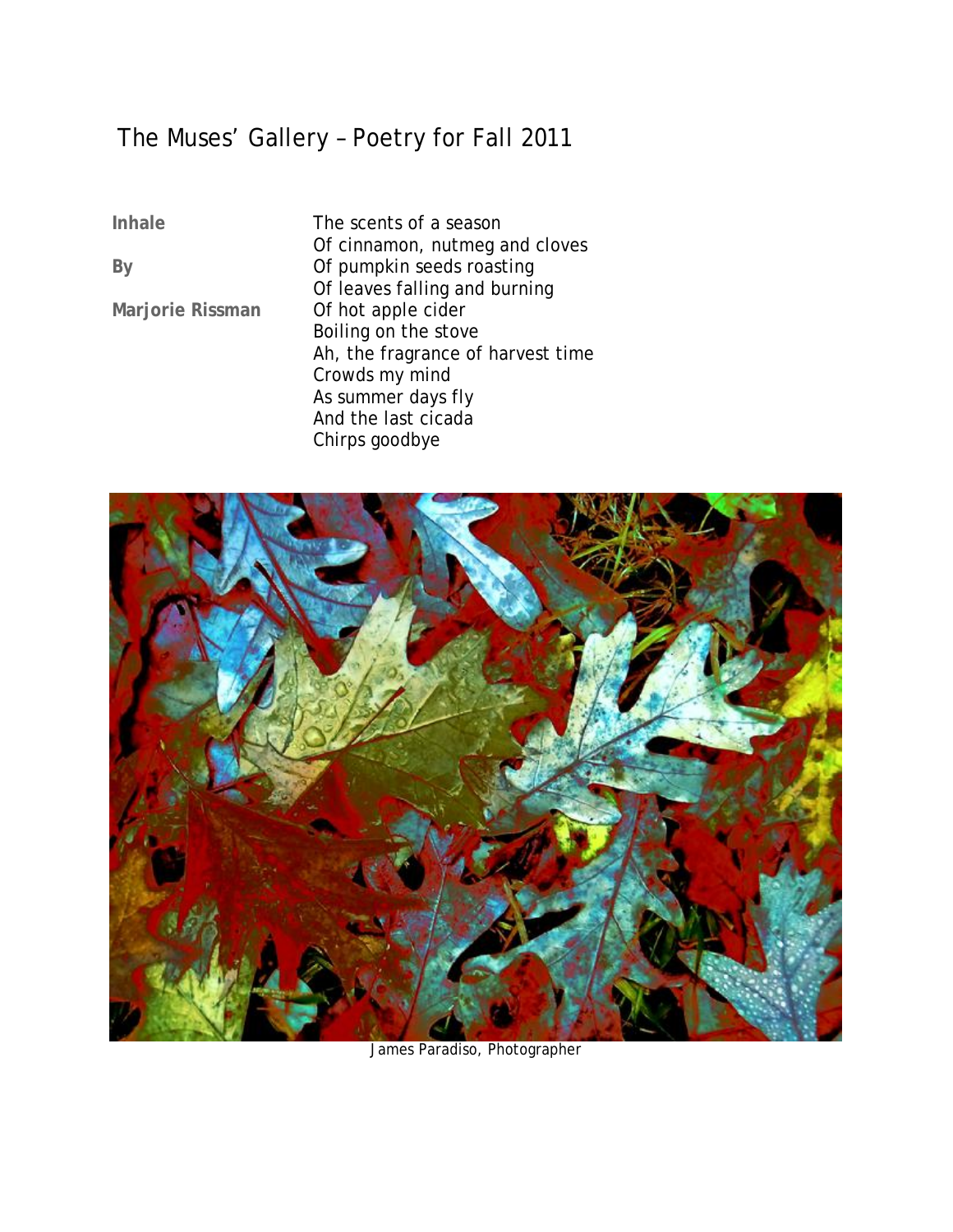# The Muses' Gallery – Poetry for Fall 2011

**Inhale**

**By**

**Marjorie Rissman**

The scents of a season
Of cinnamon, nutmeg and cloves
Of pumpkin seeds roasting
Of leaves falling and burning
Of hot apple cider
Boiling on the stove
Ah, the fragrance of harvest time
Crowds my mind
As summer days fly
And the last cicada
Chirps goodbye

James Paradiso, Photographer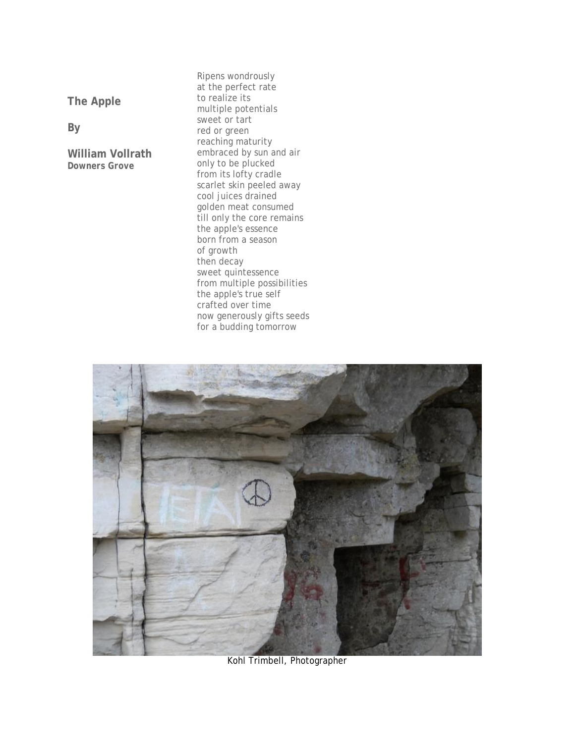## The Apple

**By**

**William Vollrath**
**Downers Grove**

Ripens wondrously
at the perfect rate
to realize its
multiple potentials
sweet or tart
red or green
reaching maturity
embraced by sun and air
only to be plucked
from its lofty cradle
scarlet skin peeled away
cool juices drained
golden meat consumed
till only the core remains
the apple's essence
born from a season
of growth
then decay
sweet quintessence
from multiple possibilities
the apple's true self
crafted over time
now generously gifts seeds
for a budding tomorrow

Kohl Trimbell, Photographer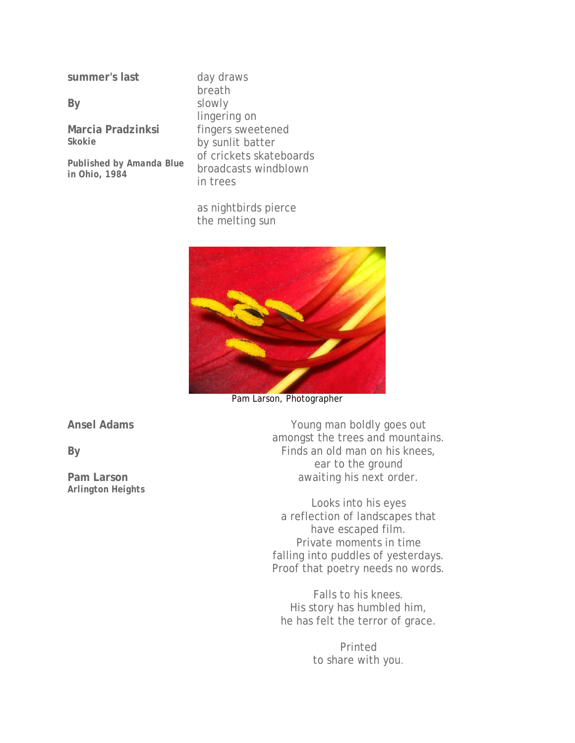**summer's last**

**By**

**Marcia Pradzinksi**
**Skokie**

**Published by Amanda Blue in Ohio, 1984**

day draws
breath
slowly
lingering on
fingers sweetened
by sunlit batter
of crickets skateboards
broadcasts windblown
in trees

as nightbirds pierce
the melting sun

Pam Larson, Photographer

**Ansel Adams**

**By**

**Pam Larson**
**Arlington Heights**

Young man boldly goes out
amongst the trees and mountains.
Finds an old man on his knees,
ear to the ground
awaiting his next order.

Looks into his eyes
a reflection of landscapes that
have escaped film.
Private moments in time
falling into puddles of yesterdays.
Proof that poetry needs no words.

Falls to his knees.
His story has humbled him,
he has felt the terror of grace.

Printed
to share with you.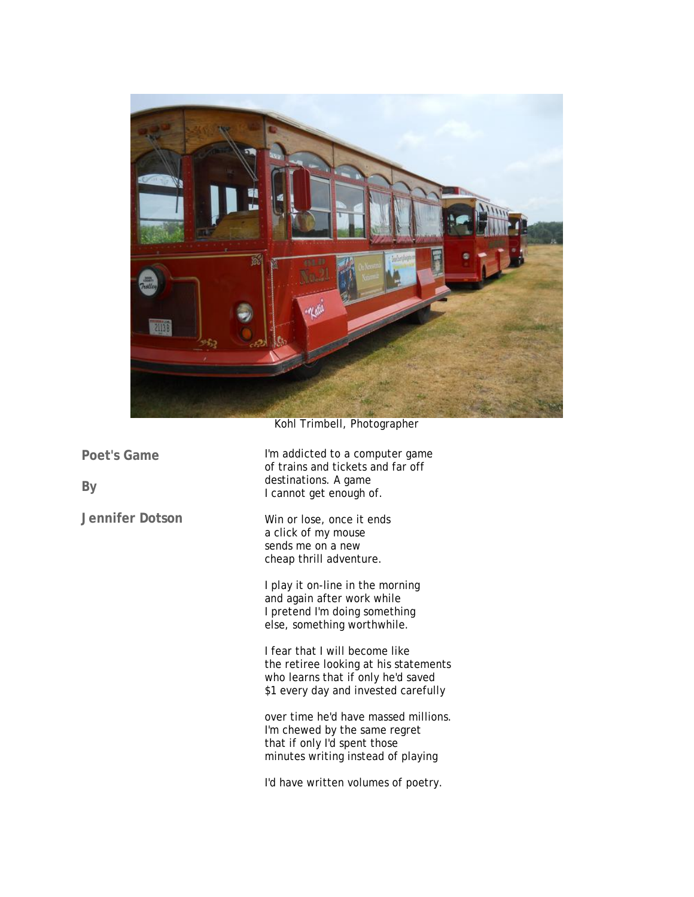Kohl Trimbell, Photographer

## Poet's Game

**By**

**Jennifer Dotson**

I'm addicted to a computer game
of trains and tickets and far off
destinations. A game
I cannot get enough of.

Win or lose, once it ends
a click of my mouse
sends me on a new
cheap thrill adventure.

I play it on-line in the morning
and again after work while
I pretend I'm doing something
else, something worthwhile.

I fear that I will become like
the retiree looking at his statements
who learns that if only he'd saved
$1 every day and invested carefully

over time he'd have massed millions.
I'm chewed by the same regret
that if only I'd spent those
minutes writing instead of playing

I'd have written volumes of poetry.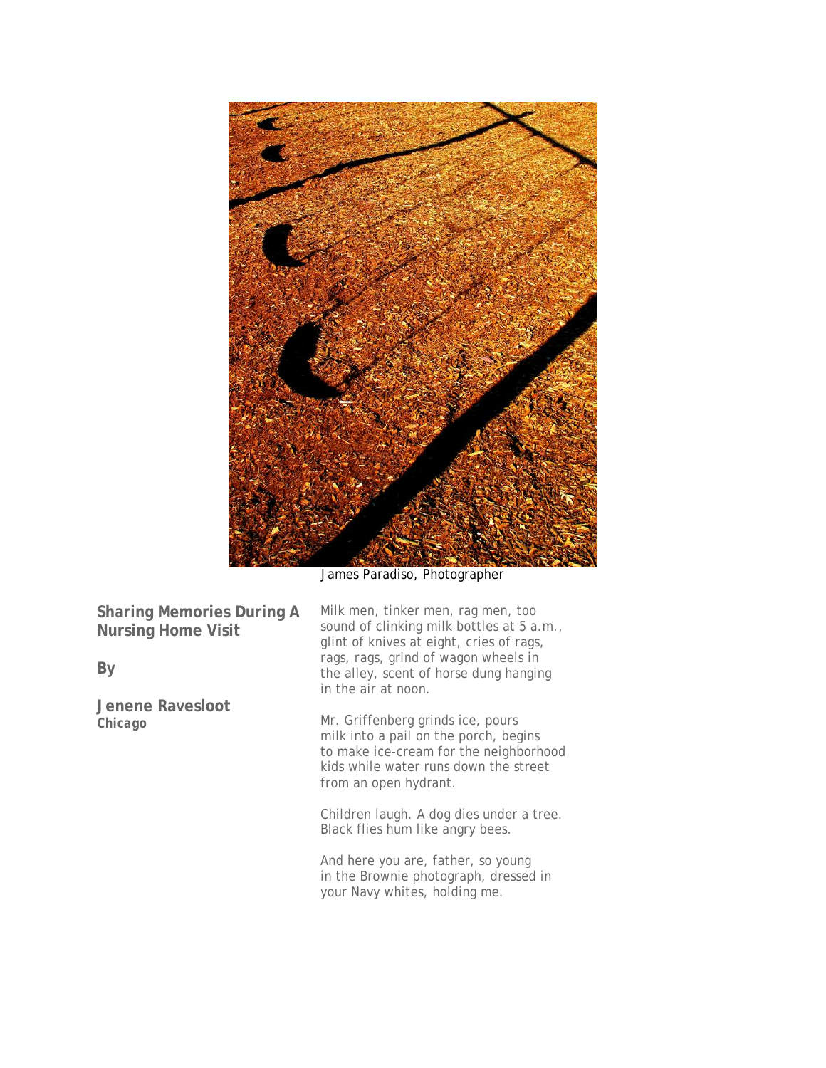James Paradiso, Photographer

## Sharing Memories During A Nursing Home Visit

**By**

**Jenene Ravesloot**
***Chicago***

Milk men, tinker men, rag men, too
sound of clinking milk bottles at 5 a.m.,
glint of knives at eight, cries of rags,
rags, rags, grind of wagon wheels in
the alley, scent of horse dung hanging
in the air at noon.

Mr. Griffenberg grinds ice, pours
milk into a pail on the porch, begins
to make ice-cream for the neighborhood
kids while water runs down the street
from an open hydrant.

Children laugh. A dog dies under a tree.
Black flies hum like angry bees.

And here you are, father, so young
in the Brownie photograph, dressed in
your Navy whites, holding me.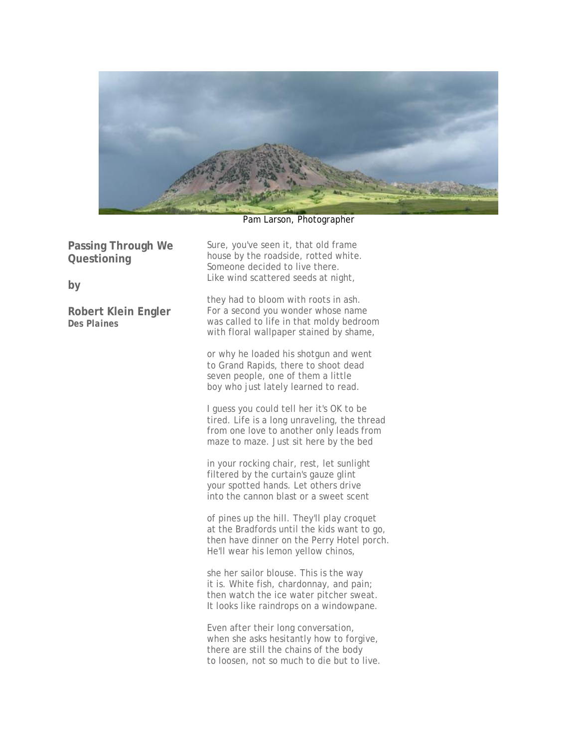Pam Larson, Photographer

## Passing Through We Questioning

**by**

**Robert Klein Engler**
***Des Plaines***

Sure, you've seen it, that old frame
house by the roadside, rotted white.
Someone decided to live there.
Like wind scattered seeds at night,

they had to bloom with roots in ash.
For a second you wonder whose name
was called to life in that moldy bedroom
with floral wallpaper stained by shame,

or why he loaded his shotgun and went
to Grand Rapids, there to shoot dead
seven people, one of them a little
boy who just lately learned to read.

I guess you could tell her it's OK to be
tired. Life is a long unraveling, the thread
from one love to another only leads from
maze to maze. Just sit here by the bed

in your rocking chair, rest, let sunlight
filtered by the curtain's gauze glint
your spotted hands. Let others drive
into the cannon blast or a sweet scent

of pines up the hill. They'll play croquet
at the Bradfords until the kids want to go,
then have dinner on the Perry Hotel porch.
He'll wear his lemon yellow chinos,

she her sailor blouse. This is the way
it is. White fish, chardonnay, and pain;
then watch the ice water pitcher sweat.
It looks like raindrops on a windowpane.

Even after their long conversation,
when she asks hesitantly how to forgive,
there are still the chains of the body
to loosen, not so much to die but to live.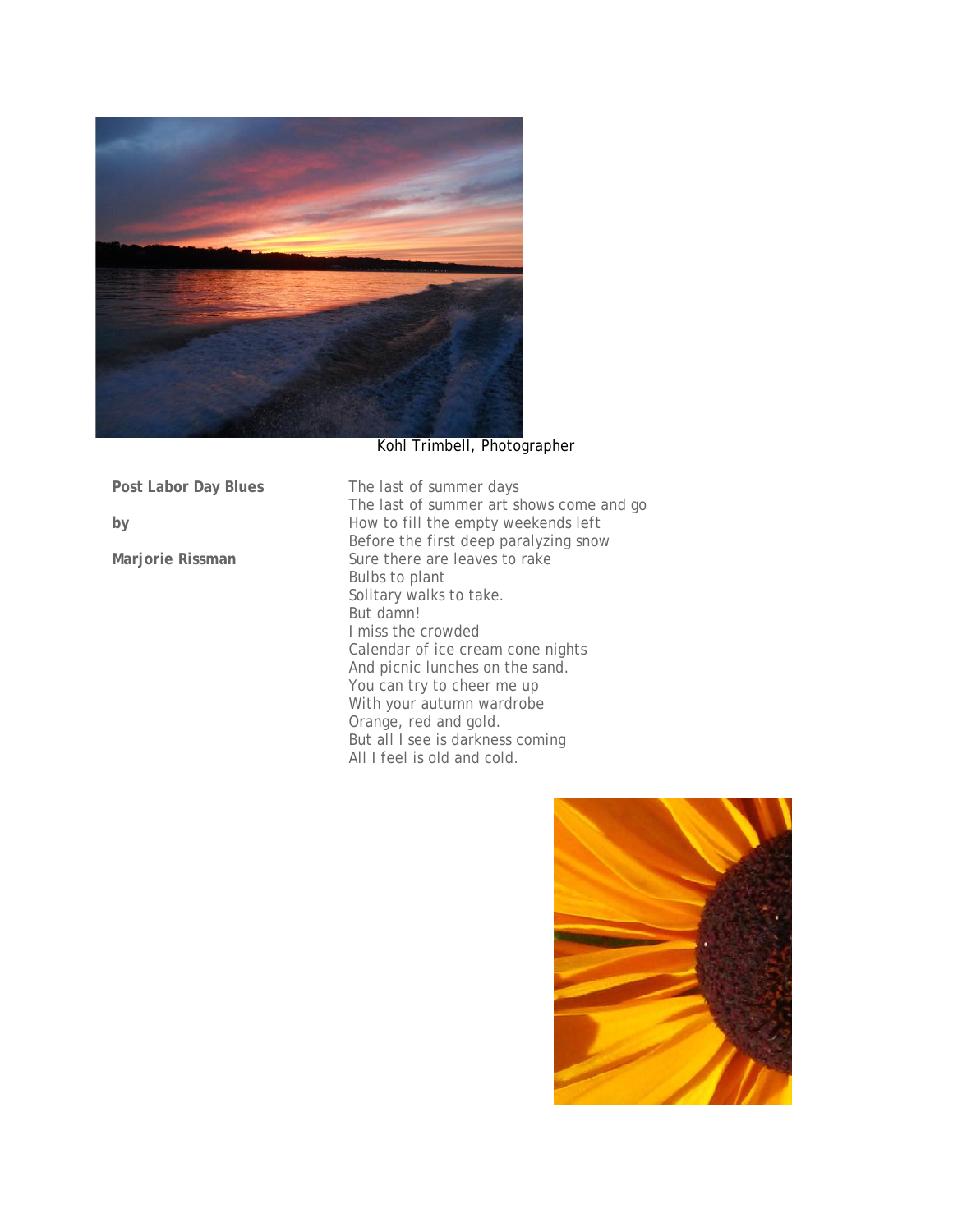Kohl Trimbell, Photographer

**Post Labor Day Blues**

**by**

**Marjorie Rissman**

The last of summer days
The last of summer art shows come and go
How to fill the empty weekends left
Before the first deep paralyzing snow
Sure there are leaves to rake
Bulbs to plant
Solitary walks to take.
But damn!
I miss the crowded
Calendar of ice cream cone nights
And picnic lunches on the sand.
You can try to cheer me up
With your autumn wardrobe
Orange, red and gold.
But all I see is darkness coming
All I feel is old and cold.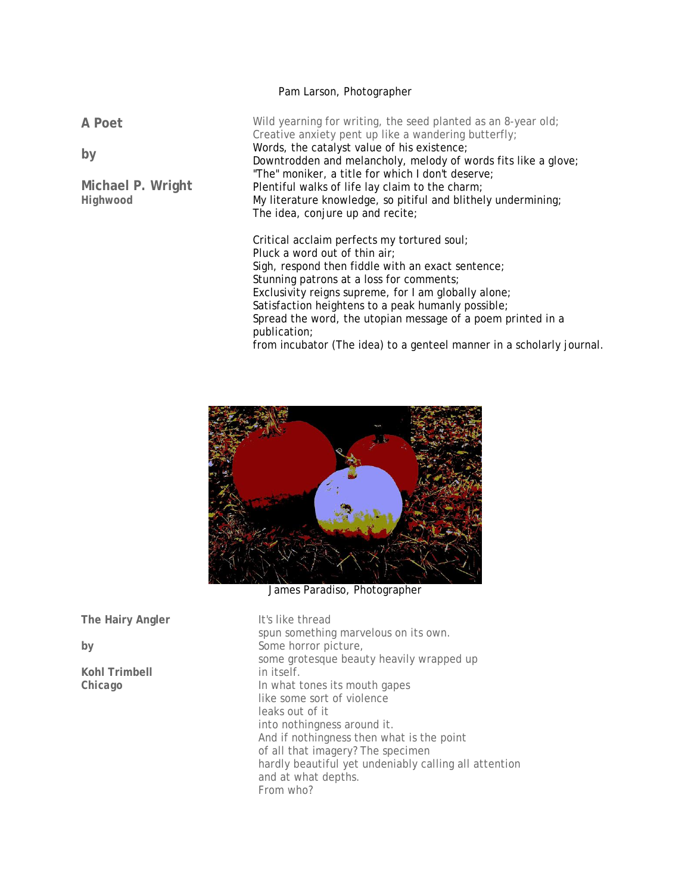Pam Larson, Photographer

## A Poet

by

**Michael P. Wright**
**Highwood**

Wild yearning for writing, the seed planted as an 8-year old;
Creative anxiety pent up like a wandering butterfly;
Words, the catalyst value of his existence;
Downtrodden and melancholy, melody of words fits like a glove;
"The" moniker, a title for which I don't deserve;
Plentiful walks of life lay claim to the charm;
My literature knowledge, so pitiful and blithely undermining;
The idea, conjure up and recite;

Critical acclaim perfects my tortured soul;
Pluck a word out of thin air;
Sigh, respond then fiddle with an exact sentence;
Stunning patrons at a loss for comments;
Exclusivity reigns supreme, for I am globally alone;
Satisfaction heightens to a peak humanly possible;
Spread the word, the utopian message of a poem printed in a publication;
from incubator (The idea) to a genteel manner in a scholarly journal.

James Paradiso, Photographer

## The Hairy Angler

by

**Kohl Trimbell**
**Chicago**

It's like thread
spun something marvelous on its own.
Some horror picture,
some grotesque beauty heavily wrapped up
in itself.
In what tones its mouth gapes
like some sort of violence
leaks out of it
into nothingness around it.
And if nothingness then what is the point
of all that imagery? The specimen
hardly beautiful yet undeniably calling all attention
and at what depths.
From who?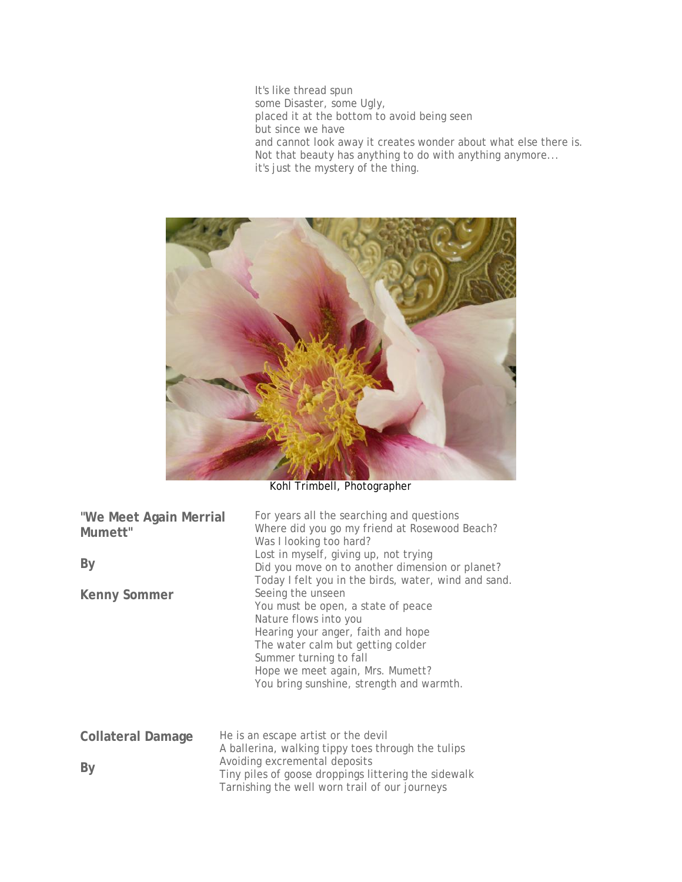It's like thread spun
some Disaster, some Ugly,
placed it at the bottom to avoid being seen
but since we have
and cannot look away it creates wonder about what else there is.
Not that beauty has anything to do with anything anymore...
it's just the mystery of the thing.

Kohl Trimbell, Photographer

**"We Meet Again Merrial Mumett"**

**By**

**Kenny Sommer**

For years all the searching and questions
Where did you go my friend at Rosewood Beach?
Was I looking too hard?
Lost in myself, giving up, not trying
Did you move on to another dimension or planet?
Today I felt you in the birds, water, wind and sand.
Seeing the unseen
You must be open, a state of peace
Nature flows into you
Hearing your anger, faith and hope
The water calm but getting colder
Summer turning to fall
Hope we meet again, Mrs. Mumett?
You bring sunshine, strength and warmth.

**Collateral Damage**

**By**

He is an escape artist or the devil
A ballerina, walking tippy toes through the tulips
Avoiding excremental deposits
Tiny piles of goose droppings littering the sidewalk
Tarnishing the well worn trail of our journeys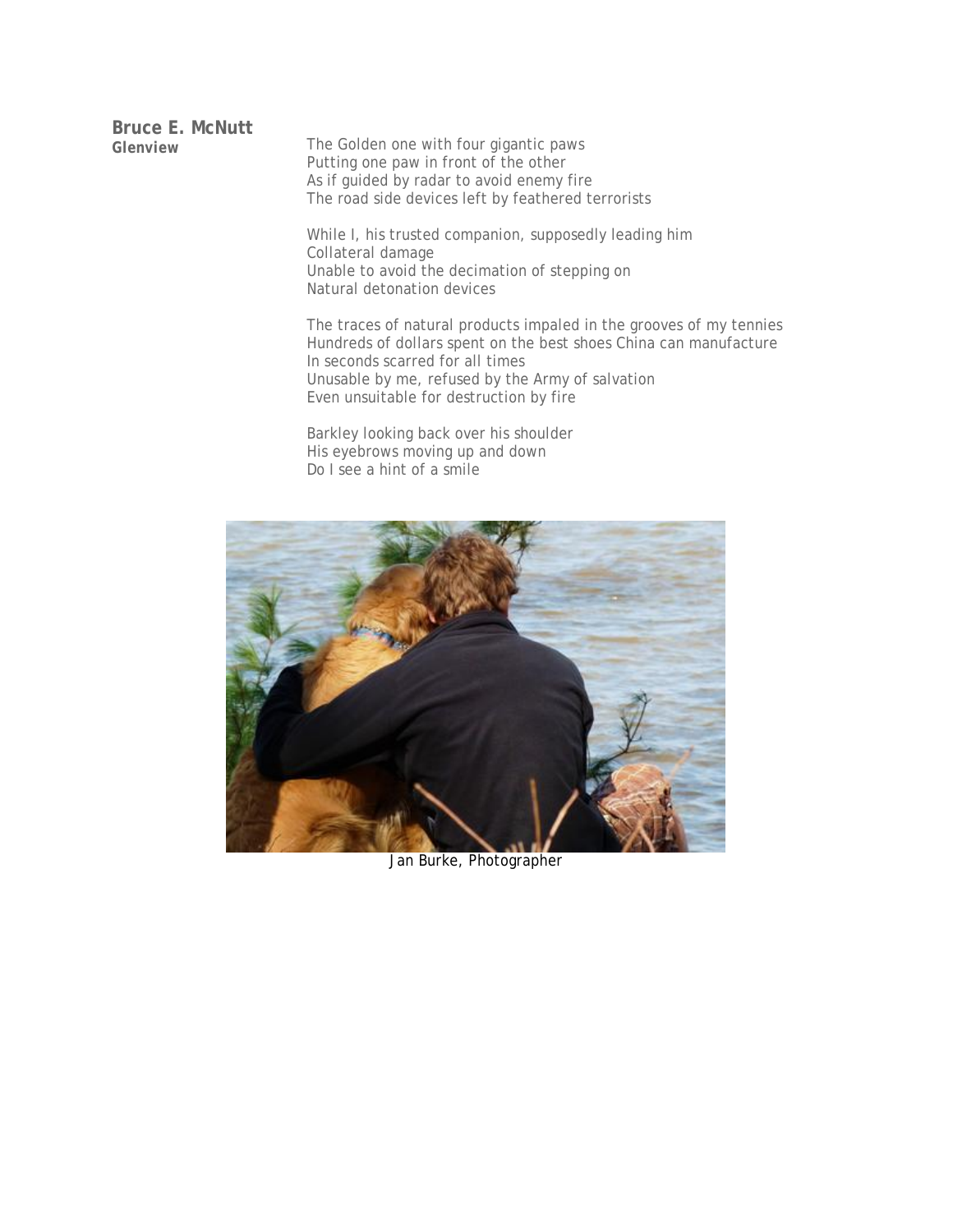**Bruce E. McNutt**
**Glenview**

The Golden one with four gigantic paws
Putting one paw in front of the other
As if guided by radar to avoid enemy fire
The road side devices left by feathered terrorists

While I, his trusted companion, supposedly leading him
Collateral damage
Unable to avoid the decimation of stepping on
Natural detonation devices

The traces of natural products impaled in the grooves of my tennies
Hundreds of dollars spent on the best shoes China can manufacture
In seconds scarred for all times
Unusable by me, refused by the Army of salvation
Even unsuitable for destruction by fire

Barkley looking back over his shoulder
His eyebrows moving up and down
Do I see a hint of a smile

Jan Burke, Photographer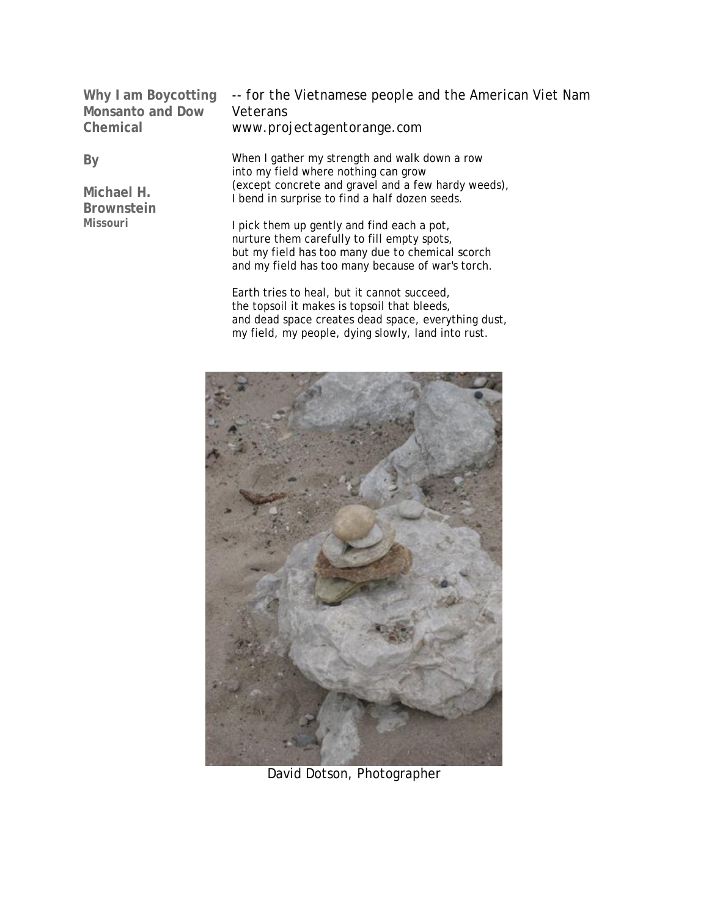# Why I am Boycotting Monsanto and Dow Chemical

By

**Michael H. Brownstein**
Missouri

*-- for the Vietnamese people and the American Viet Nam Veterans*
www.projectagentorange.com

When I gather my strength and walk down a row
into my field where nothing can grow
(except concrete and gravel and a few hardy weeds),
I bend in surprise to find a half dozen seeds.

I pick them up gently and find each a pot,
nurture them carefully to fill empty spots,
but my field has too many due to chemical scorch
and my field has too many because of war's torch.

Earth tries to heal, but it cannot succeed,
the topsoil it makes is topsoil that bleeds,
and dead space creates dead space, everything dust,
my field, my people, dying slowly, land into rust.

David Dotson, Photographer